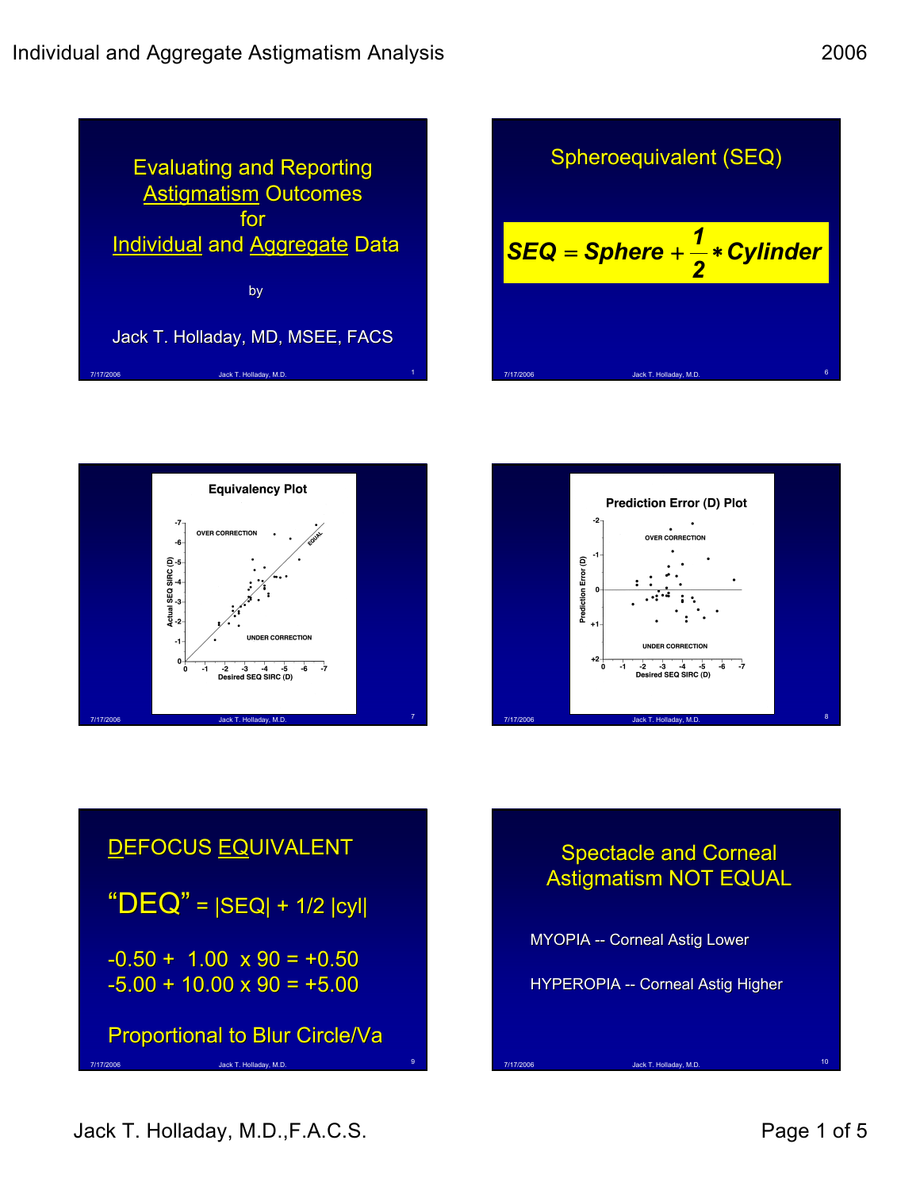## Evaluating and Reporting Astigmatism Outcomes for Individual and Aggregate Data

by

Jack T. Holladay, MD, MSEE, FACS

## Spheroequivalent (SEQ)

$$SEQ = Sphere + \frac{1}{2} * Cylinder$$

## Equivalency Plot

OVER CORRECTION

EQUAL

UNDER CORRECTION

Actual SEQ SIRC (D)

Desired SEQ SIRC (D)

## Prediction Error (D) Plot

OVER CORRECTION

UNDER CORRECTION

Prediction Error (D)

Desired SEQ SIRC (D)

## DEFOCUS EQUIVALENT

"DEQ" = |SEQ| + 1/2 |cyl|

-0.50 + 1.00 x 90 = +0.50
-5.00 + 10.00 x 90 = +5.00

Proportional to Blur Circle/Va

## Spectacle and Corneal Astigmatism NOT EQUAL

MYOPIA -- Corneal Astig Lower

HYPEROPIA -- Corneal Astig Higher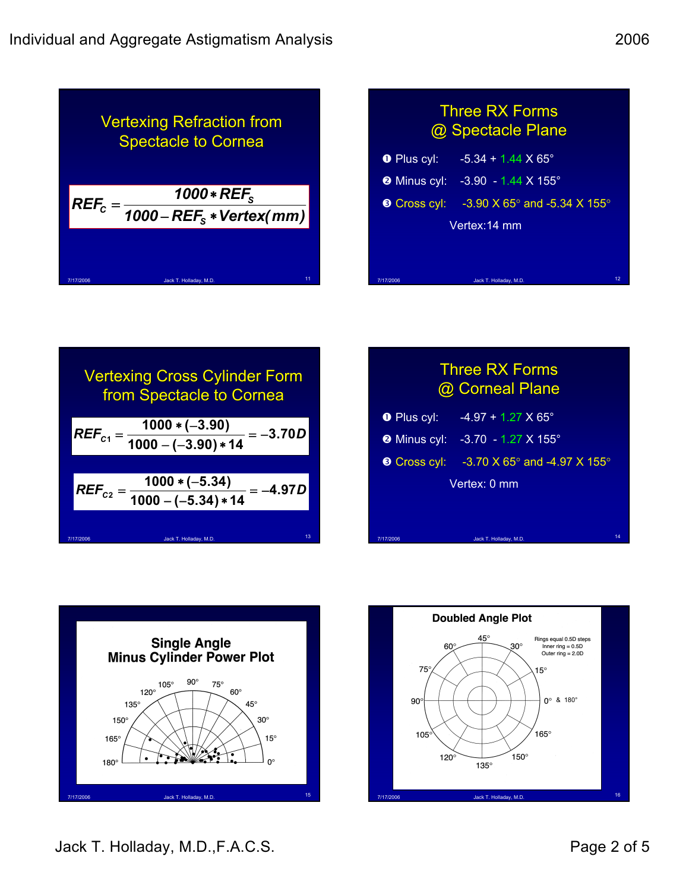## Vertexing Refraction from Spectacle to Cornea

$$REF_C = \frac{1000 * REF_S}{1000 - REF_S * Vertex(mm)}$$

## Three RX Forms @ Spectacle Plane

❶ Plus cyl: -5.34 + 1.44 X 65°

❷ Minus cyl: -3.90 - 1.44 X 155°

❸ Cross cyl: -3.90 X 65° and -5.34 X 155°

Vertex: 14 mm

## Vertexing Cross Cylinder Form from Spectacle to Cornea

$$REF_{C1} = \frac{1000 * (-3.90)}{1000 - (-3.90) * 14} = -3.70D$$

$$REF_{C2} = \frac{1000 * (-5.34)}{1000 - (-5.34) * 14} = -4.97D$$

## Three RX Forms @ Corneal Plane

❶ Plus cyl: -4.97 + 1.27 X 65°

❷ Minus cyl: -3.70 - 1.27 X 155°

❸ Cross cyl: -3.70 X 65° and -4.97 X 155°

Vertex: 0 mm

## Single Angle Minus Cylinder Power Plot

## Doubled Angle Plot

Rings equal 0.5D steps
Inner ring = 0.5D
Outer ring = 2.0D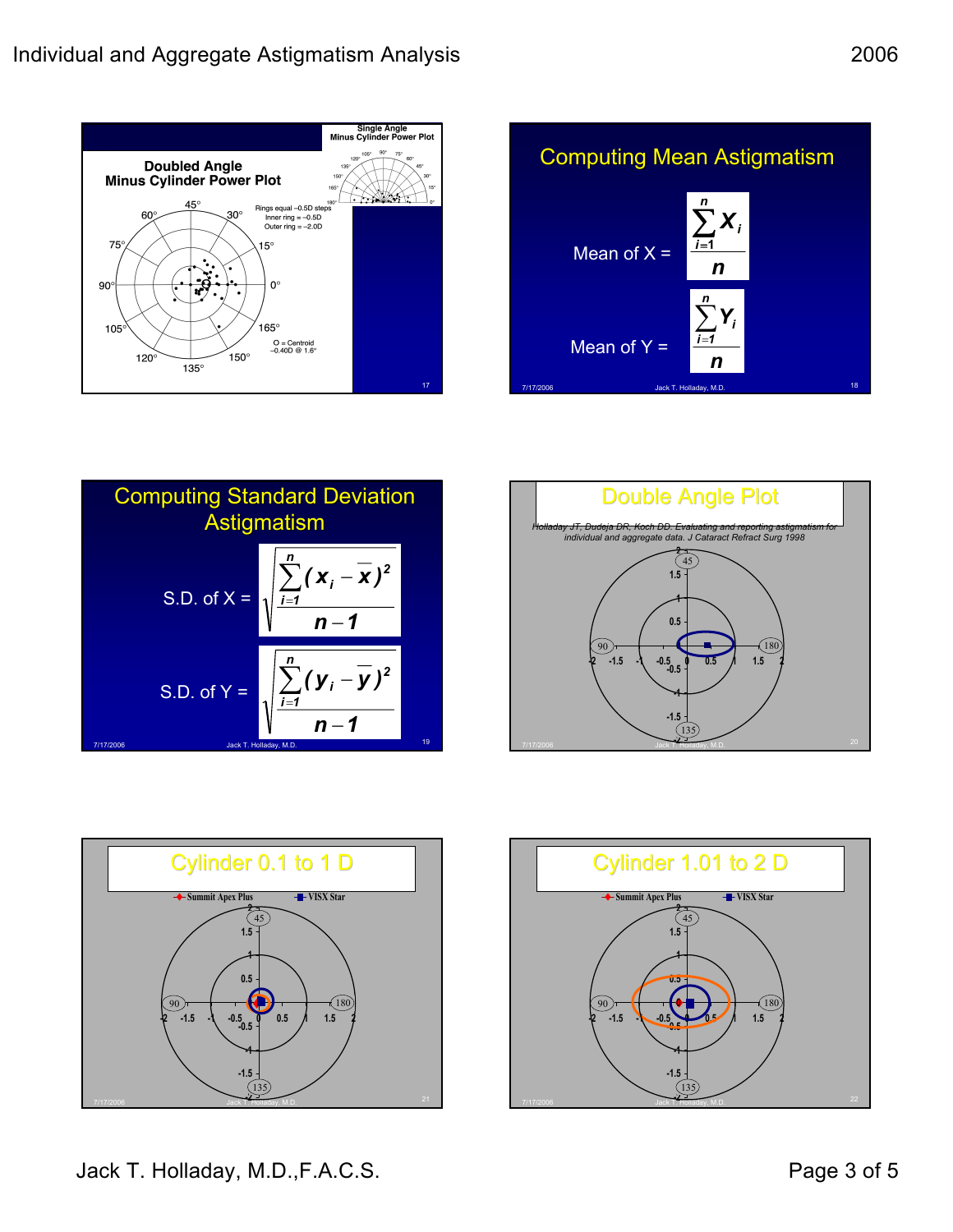## Doubled Angle Minus Cylinder Power Plot

Single Angle Minus Cylinder Power Plot

Rings equal −0.5D steps
Inner ring = −0.5D
Outer ring = −2.0D

O = Centroid
−0.40D @ 1.6°

## Computing Mean Astigmatism

Mean of X = $\dfrac{\sum_{i=1}^{n} X_i}{n}$

Mean of Y = $\dfrac{\sum_{i=1}^{n} Y_i}{n}$

## Computing Standard Deviation Astigmatism

S.D. of X = $\sqrt{\dfrac{\sum_{i=1}^{n} (x_i - \overline{x})^2}{n-1}}$

S.D. of Y = $\sqrt{\dfrac{\sum_{i=1}^{n} (y_i - \overline{y})^2}{n-1}}$

## Double Angle Plot

*Holladay JT, Dudeja DR, Koch DD. Evaluating and reporting astigmatism for individual and aggregate data. J Cataract Refract Surg 1998*

## Cylinder 0.1 to 1 D

Summit Apex Plus — VISX Star

## Cylinder 1.01 to 2 D

Summit Apex Plus — VISX Star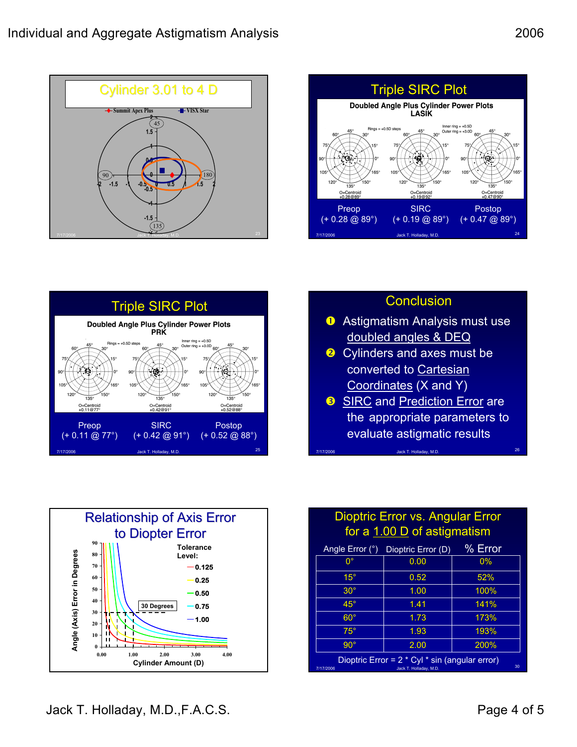## Cylinder 3.01 to 4 D

Summit Apex Plus — VISX Star

## Triple SIRC Plot

Doubled Angle Plus Cylinder Power Plots
LASIK

Preop (+ 0.28 @ 89°) | SIRC (+ 0.19 @ 89°) | Postop (+ 0.47 @ 89°)

## Triple SIRC Plot

Doubled Angle Plus Cylinder Power Plots
PRK

Preop (+ 0.11 @ 77°) | SIRC (+ 0.42 @ 91°) | Postop (+ 0.52 @ 88°)

## Conclusion

1. Astigmatism Analysis must use doubled angles & DEQ
2. Cylinders and axes must be converted to Cartesian Coordinates (X and Y)
3. SIRC and Prediction Error are the appropriate parameters to evaluate astigmatic results

## Relationship of Axis Error to Diopter Error

Tolerance Level: 0.125, 0.25, 0.50, 0.75, 1.00

30 Degrees

Angle (Axis) Error in Degrees vs. Cylinder Amount (D)

## Dioptric Error vs. Angular Error for a 1.00 D of astigmatism

| Angle Error (°) | Dioptric Error (D) | % Error |
|---|---|---|
| 0° | 0.00 | 0% |
| 15° | 0.52 | 52% |
| 30° | 1.00 | 100% |
| 45° | 1.41 | 141% |
| 60° | 1.73 | 173% |
| 75° | 1.93 | 193% |
| 90° | 2.00 | 200% |

Dioptric Error = 2 * Cyl * sin (angular error)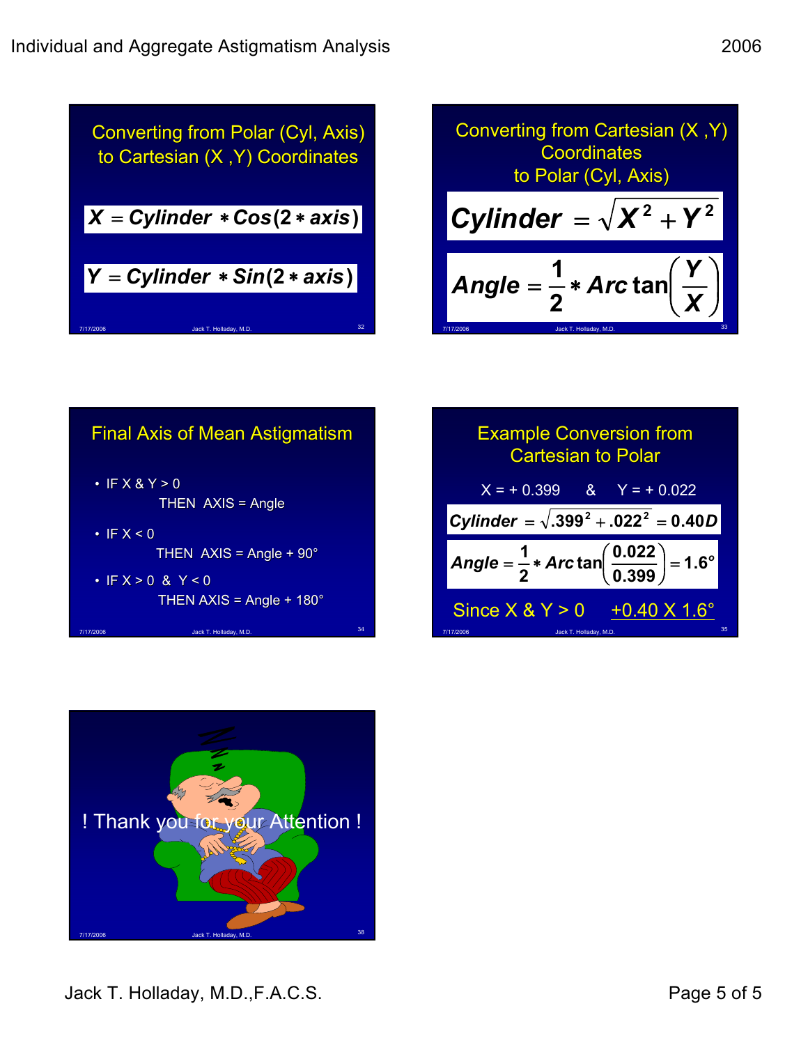## Converting from Polar (Cyl, Axis) to Cartesian (X ,Y) Coordinates

$$X = Cylinder * Cos(2 * axis)$$

$$Y = Cylinder * Sin(2 * axis)$$

## Converting from Cartesian (X ,Y) Coordinates to Polar (Cyl, Axis)

$$Cylinder = \sqrt{X^2 + Y^2}$$

$$Angle = \frac{1}{2} * Arc\tan\left(\frac{Y}{X}\right)$$

## Final Axis of Mean Astigmatism

- IF X & Y > 0
  THEN AXIS = Angle
- IF X < 0
  THEN AXIS = Angle + 90°
- IF X > 0 & Y < 0
  THEN AXIS = Angle + 180°

## Example Conversion from Cartesian to Polar

X = + 0.399 & Y = + 0.022

$$Cylinder = \sqrt{.399^2 + .022^2} = 0.40D$$

$$Angle = \frac{1}{2} * Arc\tan\left(\frac{0.022}{0.399}\right) = 1.6°$$

Since X & Y > 0 +0.40 X 1.6°

! Thank you for your Attention !